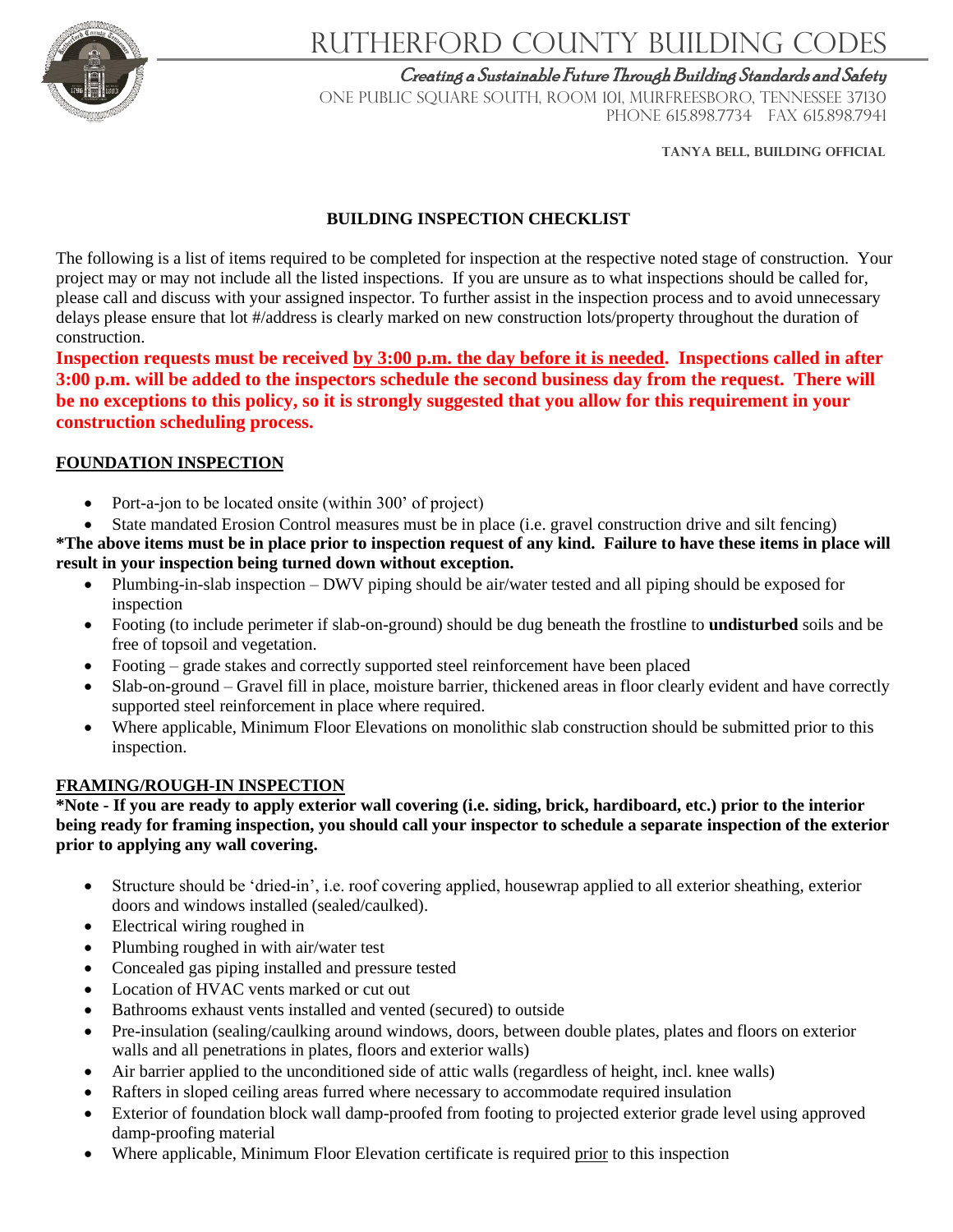# RUTHERFORD COUNTY BUILDING CODES

*Creating a Sustainable Future Through Building Standards and Safety*

ONE PUBLIC SQUARE SOUTH, ROOM 101, MURFREESBORO, TENNESSEE 37130
PHONE 615.898.7734 FAX 615.898.7941

**TANYA BELL, BUILDING OFFICIAL**

## BUILDING INSPECTION CHECKLIST

The following is a list of items required to be completed for inspection at the respective noted stage of construction. Your project may or may not include all the listed inspections. If you are unsure as to what inspections should be called for, please call and discuss with your assigned inspector. To further assist in the inspection process and to avoid unnecessary delays please ensure that lot #/address is clearly marked on new construction lots/property throughout the duration of construction.

**Inspection requests must be received <u>by 3:00 p.m. the day before it is needed</u>. Inspections called in after 3:00 p.m. will be added to the inspectors schedule the second business day from the request. There will be no exceptions to this policy, so it is strongly suggested that you allow for this requirement in your construction scheduling process.**

### <u>FOUNDATION INSPECTION</u>

- Port-a-jon to be located onsite (within 300' of project)
- State mandated Erosion Control measures must be in place (i.e. gravel construction drive and silt fencing)

**\*The above items must be in place prior to inspection request of any kind. Failure to have these items in place will result in your inspection being turned down without exception.**

- Plumbing-in-slab inspection – DWV piping should be air/water tested and all piping should be exposed for inspection
- Footing (to include perimeter if slab-on-ground) should be dug beneath the frostline to **undisturbed** soils and be free of topsoil and vegetation.
- Footing – grade stakes and correctly supported steel reinforcement have been placed
- Slab-on-ground – Gravel fill in place, moisture barrier, thickened areas in floor clearly evident and have correctly supported steel reinforcement in place where required.
- Where applicable, Minimum Floor Elevations on monolithic slab construction should be submitted prior to this inspection.

### <u>FRAMING/ROUGH-IN INSPECTION</u>

**\*Note - If you are ready to apply exterior wall covering (i.e. siding, brick, hardiboard, etc.) prior to the interior being ready for framing inspection, you should call your inspector to schedule a separate inspection of the exterior prior to applying any wall covering.**

- Structure should be 'dried-in', i.e. roof covering applied, housewrap applied to all exterior sheathing, exterior doors and windows installed (sealed/caulked).
- Electrical wiring roughed in
- Plumbing roughed in with air/water test
- Concealed gas piping installed and pressure tested
- Location of HVAC vents marked or cut out
- Bathrooms exhaust vents installed and vented (secured) to outside
- Pre-insulation (sealing/caulking around windows, doors, between double plates, plates and floors on exterior walls and all penetrations in plates, floors and exterior walls)
- Air barrier applied to the unconditioned side of attic walls (regardless of height, incl. knee walls)
- Rafters in sloped ceiling areas furred where necessary to accommodate required insulation
- Exterior of foundation block wall damp-proofed from footing to projected exterior grade level using approved damp-proofing material
- Where applicable, Minimum Floor Elevation certificate is required <u>prior</u> to this inspection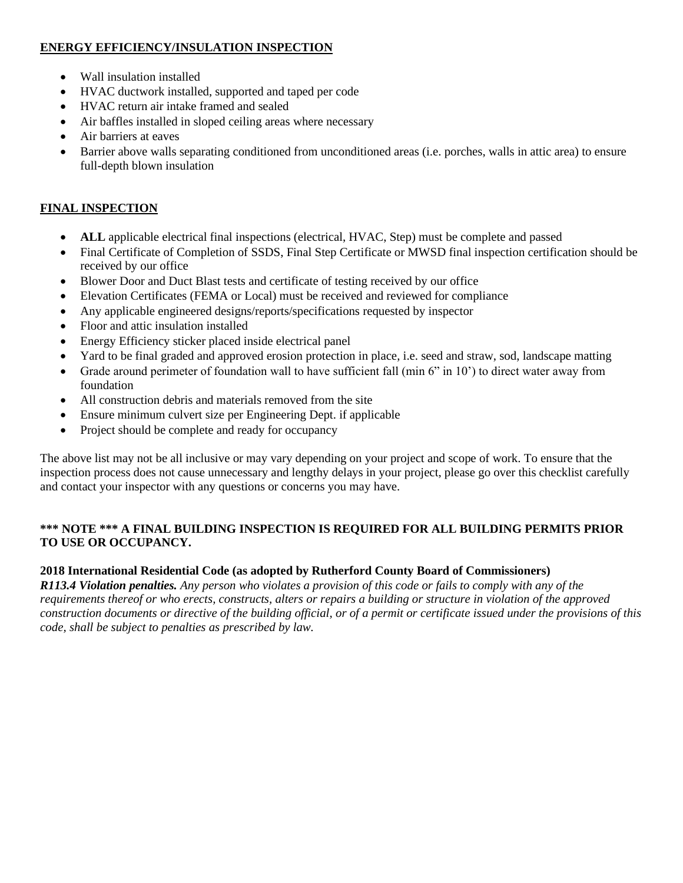## ENERGY EFFICIENCY/INSULATION INSPECTION

- Wall insulation installed
- HVAC ductwork installed, supported and taped per code
- HVAC return air intake framed and sealed
- Air baffles installed in sloped ceiling areas where necessary
- Air barriers at eaves
- Barrier above walls separating conditioned from unconditioned areas (i.e. porches, walls in attic area) to ensure full-depth blown insulation

## FINAL INSPECTION

- **ALL** applicable electrical final inspections (electrical, HVAC, Step) must be complete and passed
- Final Certificate of Completion of SSDS, Final Step Certificate or MWSD final inspection certification should be received by our office
- Blower Door and Duct Blast tests and certificate of testing received by our office
- Elevation Certificates (FEMA or Local) must be received and reviewed for compliance
- Any applicable engineered designs/reports/specifications requested by inspector
- Floor and attic insulation installed
- Energy Efficiency sticker placed inside electrical panel
- Yard to be final graded and approved erosion protection in place, i.e. seed and straw, sod, landscape matting
- Grade around perimeter of foundation wall to have sufficient fall (min 6" in 10') to direct water away from foundation
- All construction debris and materials removed from the site
- Ensure minimum culvert size per Engineering Dept. if applicable
- Project should be complete and ready for occupancy

The above list may not be all inclusive or may vary depending on your project and scope of work. To ensure that the inspection process does not cause unnecessary and lengthy delays in your project, please go over this checklist carefully and contact your inspector with any questions or concerns you may have.

**\*\*\* NOTE \*\*\* A FINAL BUILDING INSPECTION IS REQUIRED FOR ALL BUILDING PERMITS PRIOR TO USE OR OCCUPANCY.**

**2018 International Residential Code (as adopted by Rutherford County Board of Commissioners)**

***R113.4 Violation penalties.*** *Any person who violates a provision of this code or fails to comply with any of the requirements thereof or who erects, constructs, alters or repairs a building or structure in violation of the approved construction documents or directive of the building official, or of a permit or certificate issued under the provisions of this code, shall be subject to penalties as prescribed by law.*